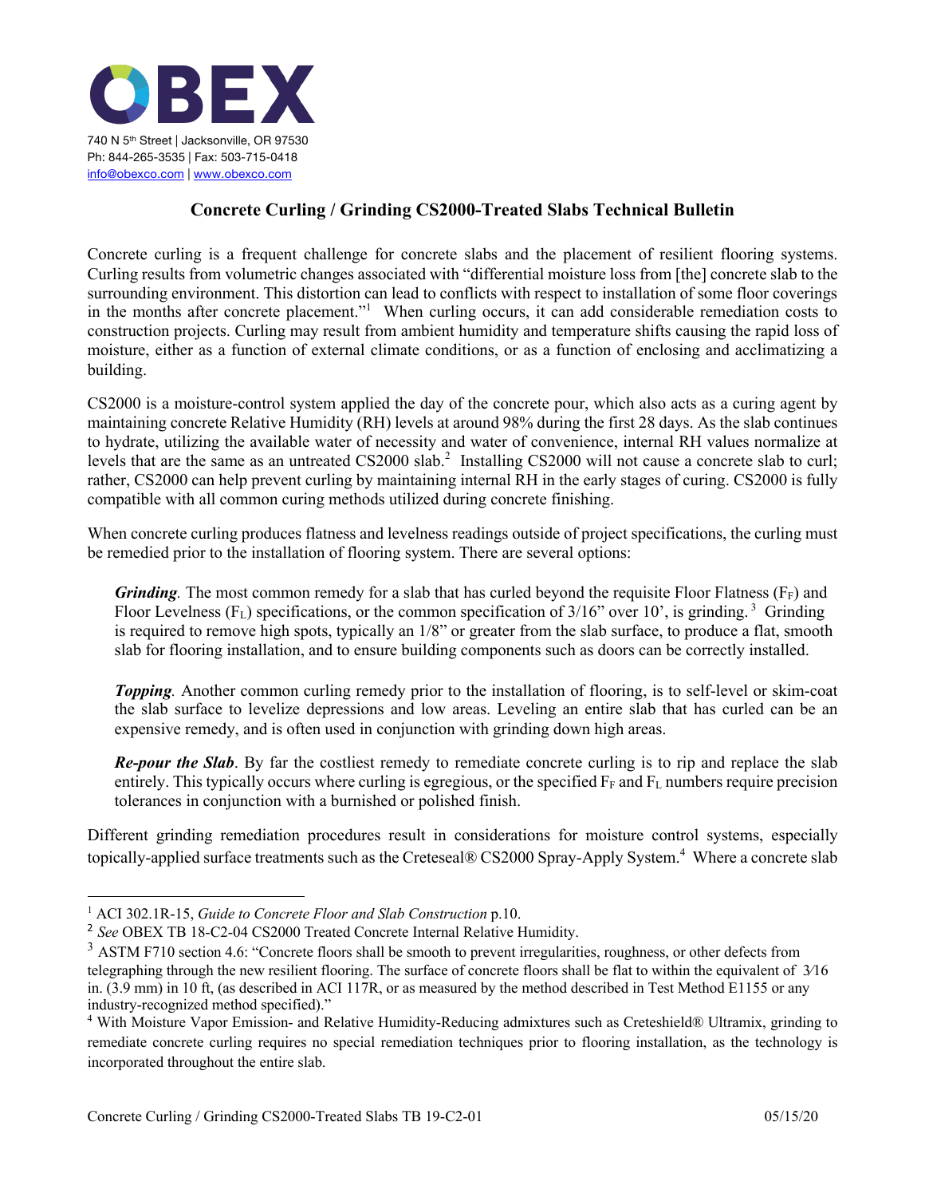**OBEX**

740 N 5th Street | Jacksonville, OR 97530
Ph: 844-265-3535 | Fax: 503-715-0418
info@obexco.com | www.obexco.com

## Concrete Curling / Grinding CS2000-Treated Slabs Technical Bulletin

Concrete curling is a frequent challenge for concrete slabs and the placement of resilient flooring systems. Curling results from volumetric changes associated with "differential moisture loss from [the] concrete slab to the surrounding environment. This distortion can lead to conflicts with respect to installation of some floor coverings in the months after concrete placement."[1] When curling occurs, it can add considerable remediation costs to construction projects. Curling may result from ambient humidity and temperature shifts causing the rapid loss of moisture, either as a function of external climate conditions, or as a function of enclosing and acclimatizing a building.

CS2000 is a moisture-control system applied the day of the concrete pour, which also acts as a curing agent by maintaining concrete Relative Humidity (RH) levels at around 98% during the first 28 days. As the slab continues to hydrate, utilizing the available water of necessity and water of convenience, internal RH values normalize at levels that are the same as an untreated CS2000 slab.[2] Installing CS2000 will not cause a concrete slab to curl; rather, CS2000 can help prevent curling by maintaining internal RH in the early stages of curing. CS2000 is fully compatible with all common curing methods utilized during concrete finishing.

When concrete curling produces flatness and levelness readings outside of project specifications, the curling must be remedied prior to the installation of flooring system. There are several options:

> ***Grinding***. The most common remedy for a slab that has curled beyond the requisite Floor Flatness ($F_F$) and Floor Levelness ($F_L$) specifications, or the common specification of 3/16" over 10', is grinding.[3] Grinding is required to remove high spots, typically an 1/8" or greater from the slab surface, to produce a flat, smooth slab for flooring installation, and to ensure building components such as doors can be correctly installed.
>
> ***Topping***. Another common curling remedy prior to the installation of flooring, is to self-level or skim-coat the slab surface to levelize depressions and low areas. Leveling an entire slab that has curled can be an expensive remedy, and is often used in conjunction with grinding down high areas.
>
> ***Re-pour the Slab***. By far the costliest remedy to remediate concrete curling is to rip and replace the slab entirely. This typically occurs where curling is egregious, or the specified $F_F$ and $F_L$ numbers require precision tolerances in conjunction with a burnished or polished finish.

Different grinding remediation procedures result in considerations for moisture control systems, especially topically-applied surface treatments such as the Creteseal® CS2000 Spray-Apply System.[4] Where a concrete slab

---

[1] ACI 302.1R-15, *Guide to Concrete Floor and Slab Construction* p.10.

[2] *See* OBEX TB 18-C2-04 CS2000 Treated Concrete Internal Relative Humidity.

[3] ASTM F710 section 4.6: "Concrete floors shall be smooth to prevent irregularities, roughness, or other defects from telegraphing through the new resilient flooring. The surface of concrete floors shall be flat to within the equivalent of 3⁄16 in. (3.9 mm) in 10 ft, (as described in ACI 117R, or as measured by the method described in Test Method E1155 or any industry-recognized method specified)."

[4] With Moisture Vapor Emission- and Relative Humidity-Reducing admixtures such as Creteshield® Ultramix, grinding to remediate concrete curling requires no special remediation techniques prior to flooring installation, as the technology is incorporated throughout the entire slab.

Concrete Curling / Grinding CS2000-Treated Slabs TB 19-C2-01 05/15/20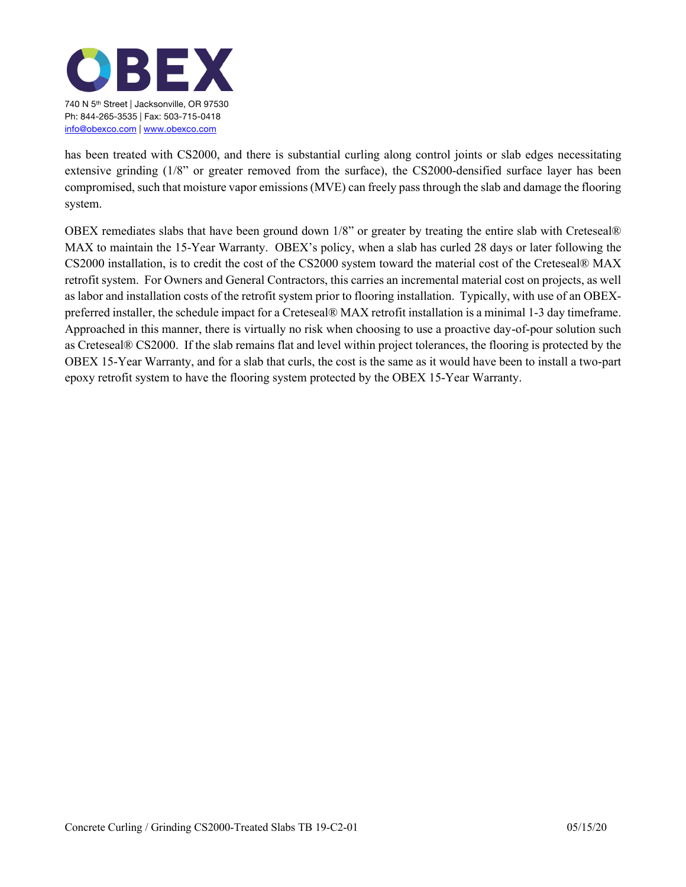has been treated with CS2000, and there is substantial curling along control joints or slab edges necessitating extensive grinding (1/8" or greater removed from the surface), the CS2000-densified surface layer has been compromised, such that moisture vapor emissions (MVE) can freely pass through the slab and damage the flooring system.

OBEX remediates slabs that have been ground down 1/8" or greater by treating the entire slab with Creteseal® MAX to maintain the 15-Year Warranty. OBEX's policy, when a slab has curled 28 days or later following the CS2000 installation, is to credit the cost of the CS2000 system toward the material cost of the Creteseal® MAX retrofit system. For Owners and General Contractors, this carries an incremental material cost on projects, as well as labor and installation costs of the retrofit system prior to flooring installation. Typically, with use of an OBEX-preferred installer, the schedule impact for a Creteseal® MAX retrofit installation is a minimal 1-3 day timeframe. Approached in this manner, there is virtually no risk when choosing to use a proactive day-of-pour solution such as Creteseal® CS2000. If the slab remains flat and level within project tolerances, the flooring is protected by the OBEX 15-Year Warranty, and for a slab that curls, the cost is the same as it would have been to install a two-part epoxy retrofit system to have the flooring system protected by the OBEX 15-Year Warranty.